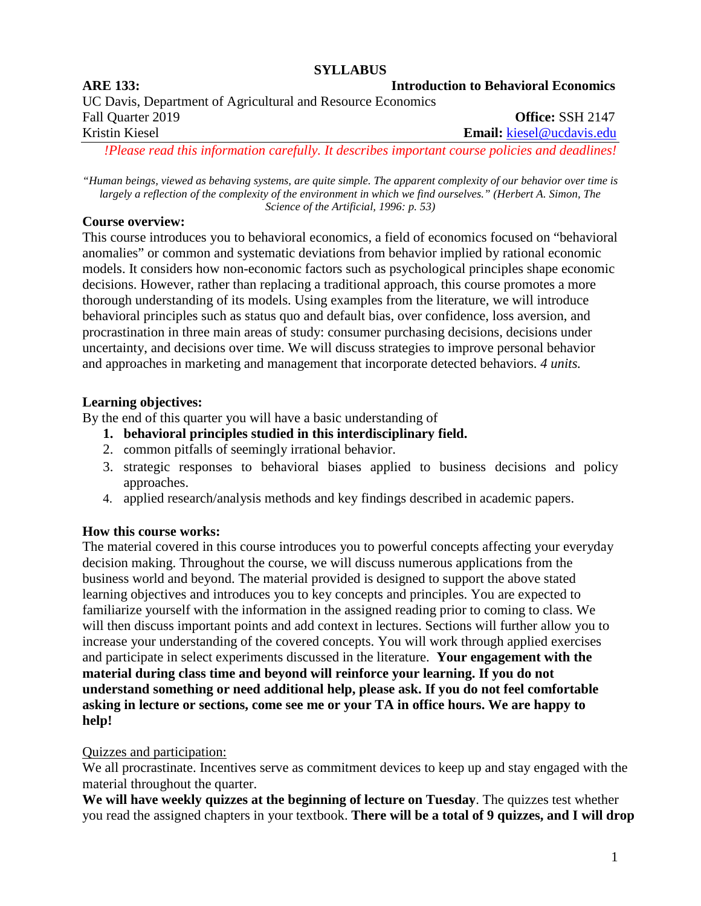# SYLLABUS

**ARE 133:** **Introduction to Behavioral Economics**

UC Davis, Department of Agricultural and Resource Economics

Fall Quarter 2019 **Office:** SSH 2147

Kristin Kiesel **Email:** kiesel@ucdavis.edu

*!Please read this information carefully. It describes important course policies and deadlines!*

*"Human beings, viewed as behaving systems, are quite simple. The apparent complexity of our behavior over time is largely a reflection of the complexity of the environment in which we find ourselves." (Herbert A. Simon, The Science of the Artificial, 1996: p. 53)*

**Course overview:**

This course introduces you to behavioral economics, a field of economics focused on "behavioral anomalies" or common and systematic deviations from behavior implied by rational economic models. It considers how non-economic factors such as psychological principles shape economic decisions. However, rather than replacing a traditional approach, this course promotes a more thorough understanding of its models. Using examples from the literature, we will introduce behavioral principles such as status quo and default bias, over confidence, loss aversion, and procrastination in three main areas of study: consumer purchasing decisions, decisions under uncertainty, and decisions over time. We will discuss strategies to improve personal behavior and approaches in marketing and management that incorporate detected behaviors. *4 units.*

**Learning objectives:**

By the end of this quarter you will have a basic understanding of

1. **behavioral principles studied in this interdisciplinary field.**
2. common pitfalls of seemingly irrational behavior.
3. strategic responses to behavioral biases applied to business decisions and policy approaches.
4. applied research/analysis methods and key findings described in academic papers.

**How this course works:**

The material covered in this course introduces you to powerful concepts affecting your everyday decision making. Throughout the course, we will discuss numerous applications from the business world and beyond. The material provided is designed to support the above stated learning objectives and introduces you to key concepts and principles. You are expected to familiarize yourself with the information in the assigned reading prior to coming to class. We will then discuss important points and add context in lectures. Sections will further allow you to increase your understanding of the covered concepts. You will work through applied exercises and participate in select experiments discussed in the literature. **Your engagement with the material during class time and beyond will reinforce your learning. If you do not understand something or need additional help, please ask. If you do not feel comfortable asking in lecture or sections, come see me or your TA in office hours. We are happy to help!**

Quizzes and participation:

We all procrastinate. Incentives serve as commitment devices to keep up and stay engaged with the material throughout the quarter.

**We will have weekly quizzes at the beginning of lecture on Tuesday**. The quizzes test whether you read the assigned chapters in your textbook. **There will be a total of 9 quizzes, and I will drop**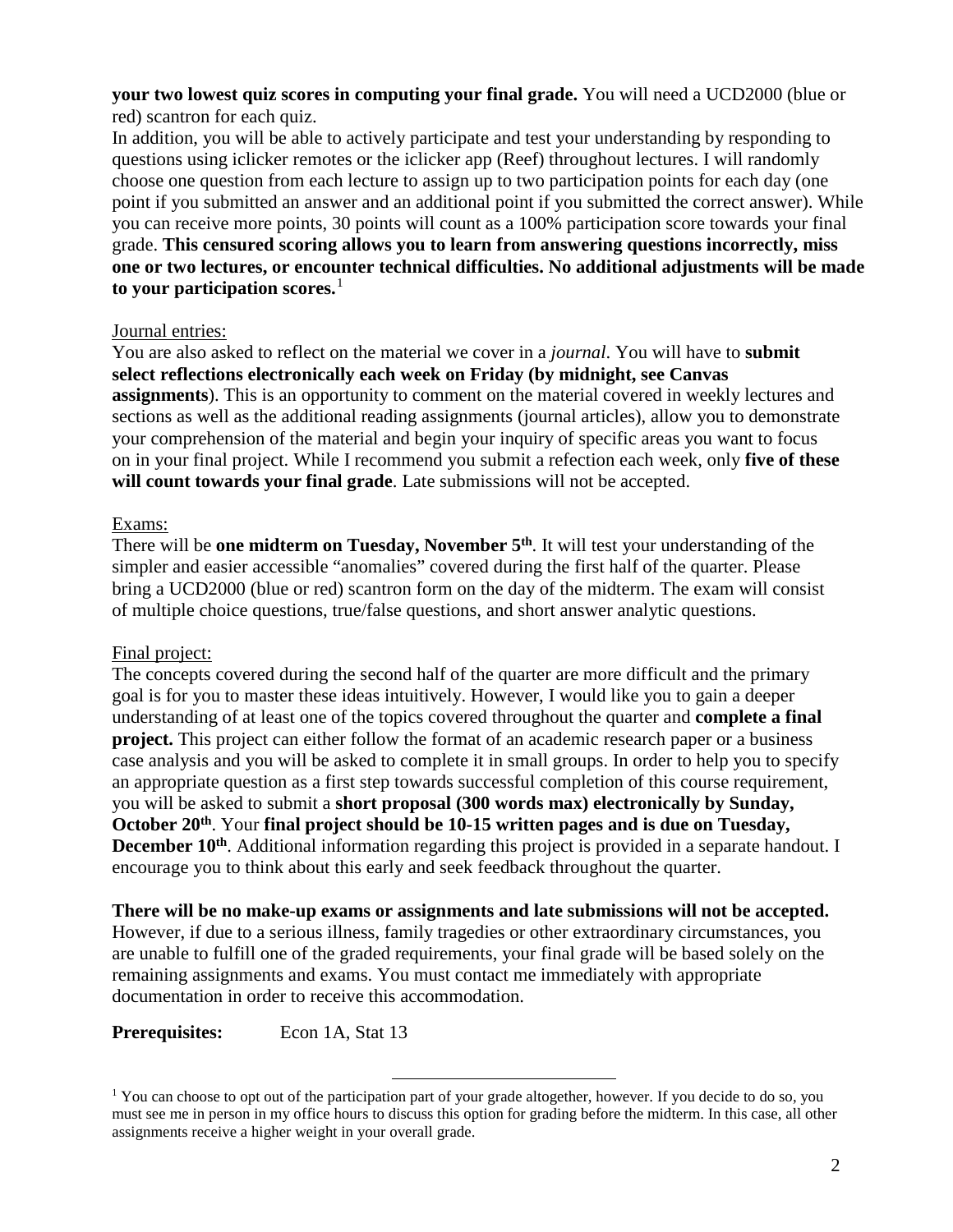**your two lowest quiz scores in computing your final grade.** You will need a UCD2000 (blue or red) scantron for each quiz.

In addition, you will be able to actively participate and test your understanding by responding to questions using iclicker remotes or the iclicker app (Reef) throughout lectures. I will randomly choose one question from each lecture to assign up to two participation points for each day (one point if you submitted an answer and an additional point if you submitted the correct answer). While you can receive more points, 30 points will count as a 100% participation score towards your final grade. **This censured scoring allows you to learn from answering questions incorrectly, miss one or two lectures, or encounter technical difficulties. No additional adjustments will be made to your participation scores.**[1]

Journal entries:

You are also asked to reflect on the material we cover in a *journal*. You will have to **submit select reflections electronically each week on Friday (by midnight, see Canvas assignments**). This is an opportunity to comment on the material covered in weekly lectures and sections as well as the additional reading assignments (journal articles), allow you to demonstrate your comprehension of the material and begin your inquiry of specific areas you want to focus on in your final project. While I recommend you submit a refection each week, only **five of these will count towards your final grade**. Late submissions will not be accepted.

Exams:

There will be **one midterm on Tuesday, November 5th**. It will test your understanding of the simpler and easier accessible "anomalies" covered during the first half of the quarter. Please bring a UCD2000 (blue or red) scantron form on the day of the midterm. The exam will consist of multiple choice questions, true/false questions, and short answer analytic questions.

Final project:

The concepts covered during the second half of the quarter are more difficult and the primary goal is for you to master these ideas intuitively. However, I would like you to gain a deeper understanding of at least one of the topics covered throughout the quarter and **complete a final project.** This project can either follow the format of an academic research paper or a business case analysis and you will be asked to complete it in small groups. In order to help you to specify an appropriate question as a first step towards successful completion of this course requirement, you will be asked to submit a **short proposal (300 words max) electronically by Sunday, October 20th**. Your **final project should be 10-15 written pages and is due on Tuesday, December 10th**. Additional information regarding this project is provided in a separate handout. I encourage you to think about this early and seek feedback throughout the quarter.

**There will be no make-up exams or assignments and late submissions will not be accepted.** However, if due to a serious illness, family tragedies or other extraordinary circumstances, you are unable to fulfill one of the graded requirements, your final grade will be based solely on the remaining assignments and exams. You must contact me immediately with appropriate documentation in order to receive this accommodation.

**Prerequisites:** Econ 1A, Stat 13

[1] You can choose to opt out of the participation part of your grade altogether, however. If you decide to do so, you must see me in person in my office hours to discuss this option for grading before the midterm. In this case, all other assignments receive a higher weight in your overall grade.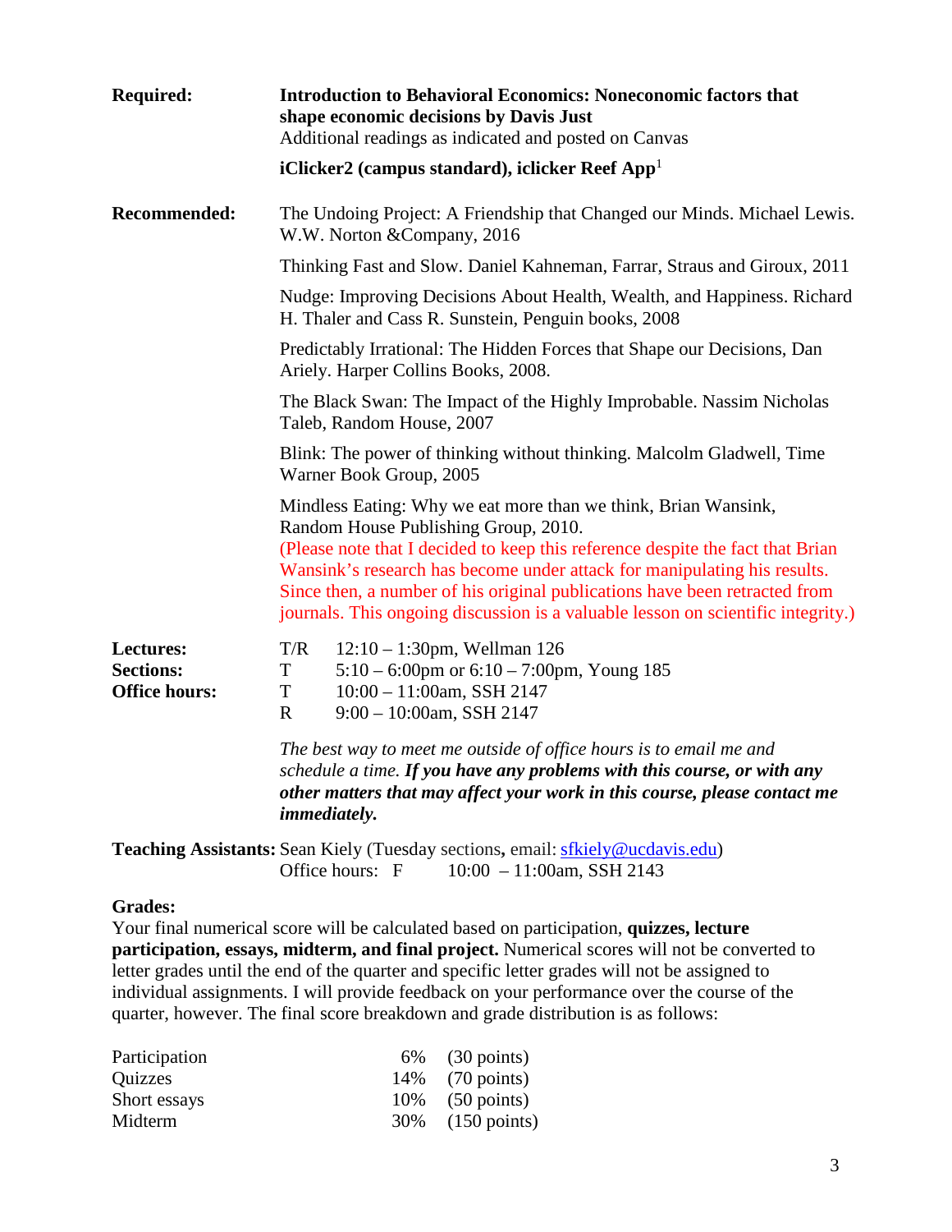**Required:** **Introduction to Behavioral Economics: Noneconomic factors that shape economic decisions by Davis Just**
Additional readings as indicated and posted on Canvas

**iClicker2 (campus standard), iclicker Reef App**[1]

**Recommended:** The Undoing Project: A Friendship that Changed our Minds. Michael Lewis. W.W. Norton &Company, 2016

Thinking Fast and Slow. Daniel Kahneman, Farrar, Straus and Giroux, 2011

Nudge: Improving Decisions About Health, Wealth, and Happiness. Richard H. Thaler and Cass R. Sunstein, Penguin books, 2008

Predictably Irrational: The Hidden Forces that Shape our Decisions, Dan Ariely. Harper Collins Books, 2008.

The Black Swan: The Impact of the Highly Improbable. Nassim Nicholas Taleb, Random House, 2007

Blink: The power of thinking without thinking. Malcolm Gladwell, Time Warner Book Group, 2005

Mindless Eating: Why we eat more than we think, Brian Wansink, Random House Publishing Group, 2010.
(Please note that I decided to keep this reference despite the fact that Brian Wansink's research has become under attack for manipulating his results. Since then, a number of his original publications have been retracted from journals. This ongoing discussion is a valuable lesson on scientific integrity.)

**Lectures:** T/R 12:10 – 1:30pm, Wellman 126
**Sections:** T 5:10 – 6:00pm or 6:10 – 7:00pm, Young 185
**Office hours:** T 10:00 – 11:00am, SSH 2147
R 9:00 – 10:00am, SSH 2147

*The best way to meet me outside of office hours is to email me and schedule a time.* ***If you have any problems with this course, or with any other matters that may affect your work in this course, please contact me immediately.***

**Teaching Assistants:** Sean Kiely (Tuesday sections, email: sfkiely@ucdavis.edu)
Office hours: F 10:00 – 11:00am, SSH 2143

**Grades:**

Your final numerical score will be calculated based on participation, **quizzes, lecture participation, essays, midterm, and final project.** Numerical scores will not be converted to letter grades until the end of the quarter and specific letter grades will not be assigned to individual assignments. I will provide feedback on your performance over the course of the quarter, however. The final score breakdown and grade distribution is as follows:

| | | |
|---|---|---|
| Participation | 6% | (30 points) |
| Quizzes | 14% | (70 points) |
| Short essays | 10% | (50 points) |
| Midterm | 30% | (150 points) |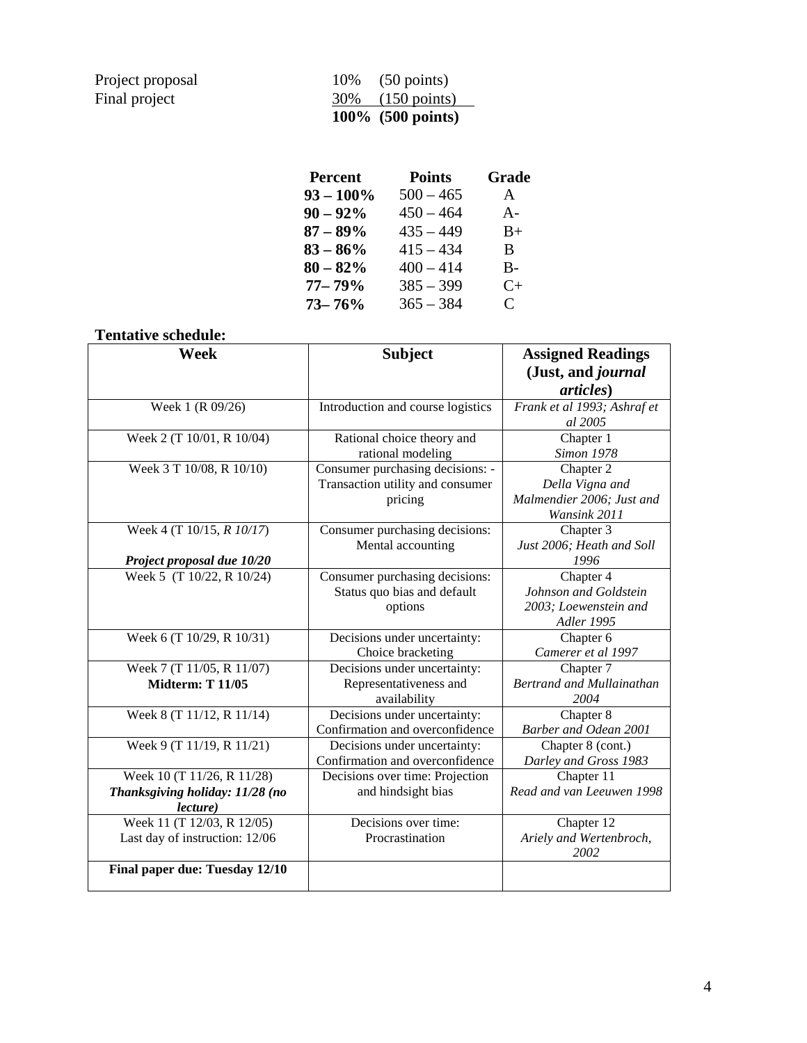| | |
|---|---|
| Project proposal | 10% (50 points) |
| Final project | 30% (150 points) |
| | **100% (500 points)** |

| Percent | Points | Grade |
|---|---|---|
| **93 – 100%** | 500 – 465 | A |
| **90 – 92%** | 450 – 464 | A- |
| **87 – 89%** | 435 – 449 | B+ |
| **83 – 86%** | 415 – 434 | B |
| **80 – 82%** | 400 – 414 | B- |
| **77– 79%** | 385 – 399 | C+ |
| **73– 76%** | 365 – 384 | C |

**Tentative schedule:**

| Week | Subject | Assigned Readings (Just, and *journal articles*) |
|---|---|---|
| Week 1 (R 09/26) | Introduction and course logistics | *Frank et al 1993; Ashraf et al 2005* |
| Week 2 (T 10/01, R 10/04) | Rational choice theory and rational modeling | Chapter 1 *Simon 1978* |
| Week 3 T 10/08, R 10/10) | Consumer purchasing decisions: - Transaction utility and consumer pricing | Chapter 2 *Della Vigna and Malmendier 2006; Just and Wansink 2011* |
| Week 4 (T 10/15, *R 10/17*) ***Project proposal due 10/20*** | Consumer purchasing decisions: Mental accounting | Chapter 3 *Just 2006; Heath and Soll 1996* |
| Week 5 (T 10/22, R 10/24) | Consumer purchasing decisions: Status quo bias and default options | Chapter 4 *Johnson and Goldstein 2003; Loewenstein and Adler 1995* |
| Week 6 (T 10/29, R 10/31) | Decisions under uncertainty: Choice bracketing | Chapter 6 *Camerer et al 1997* |
| Week 7 (T 11/05, R 11/07) **Midterm: T 11/05** | Decisions under uncertainty: Representativeness and availability | Chapter 7 *Bertrand and Mullainathan 2004* |
| Week 8 (T 11/12, R 11/14) | Decisions under uncertainty: Confirmation and overconfidence | Chapter 8 *Barber and Odean 2001* |
| Week 9 (T 11/19, R 11/21) | Decisions under uncertainty: Confirmation and overconfidence | Chapter 8 (cont.) *Darley and Gross 1983* |
| Week 10 (T 11/26, R 11/28) ***Thanksgiving holiday: 11/28 (no lecture)*** | Decisions over time: Projection and hindsight bias | Chapter 11 *Read and van Leeuwen 1998* |
| Week 11 (T 12/03, R 12/05) Last day of instruction: 12/06 | Decisions over time: Procrastination | Chapter 12 *Ariely and Wertenbroch, 2002* |
| **Final paper due: Tuesday 12/10** | | |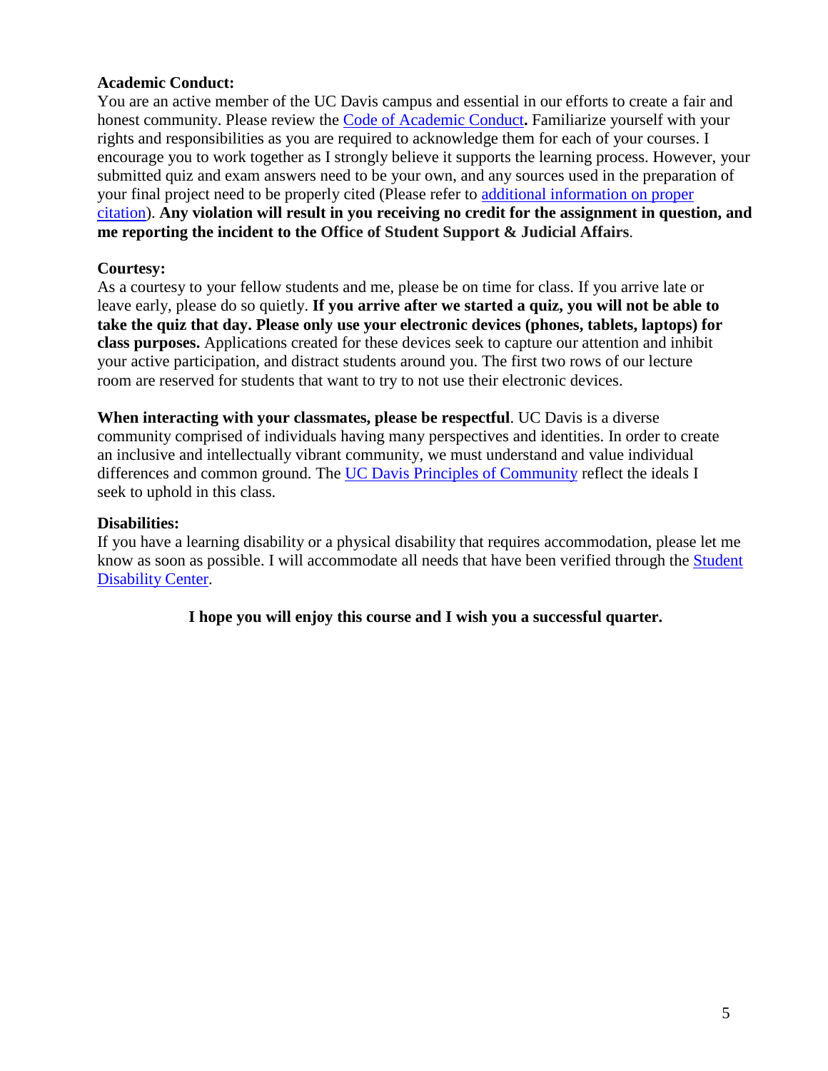**Academic Conduct:**
You are an active member of the UC Davis campus and essential in our efforts to create a fair and honest community. Please review the [Code of Academic Conduct](). Familiarize yourself with your rights and responsibilities as you are required to acknowledge them for each of your courses. I encourage you to work together as I strongly believe it supports the learning process. However, your submitted quiz and exam answers need to be your own, and any sources used in the preparation of your final project need to be properly cited (Please refer to [additional information on proper citation]()). **Any violation will result in you receiving no credit for the assignment in question, and me reporting the incident to the Office of Student Support & Judicial Affairs**.

**Courtesy:**
As a courtesy to your fellow students and me, please be on time for class. If you arrive late or leave early, please do so quietly. **If you arrive after we started a quiz, you will not be able to take the quiz that day. Please only use your electronic devices (phones, tablets, laptops) for class purposes.** Applications created for these devices seek to capture our attention and inhibit your active participation, and distract students around you. The first two rows of our lecture room are reserved for students that want to try to not use their electronic devices.

**When interacting with your classmates, please be respectful**. UC Davis is a diverse community comprised of individuals having many perspectives and identities. In order to create an inclusive and intellectually vibrant community, we must understand and value individual differences and common ground. The [UC Davis Principles of Community]() reflect the ideals I seek to uphold in this class.

**Disabilities:**
If you have a learning disability or a physical disability that requires accommodation, please let me know as soon as possible. I will accommodate all needs that have been verified through the [Student Disability Center]().

**I hope you will enjoy this course and I wish you a successful quarter.**